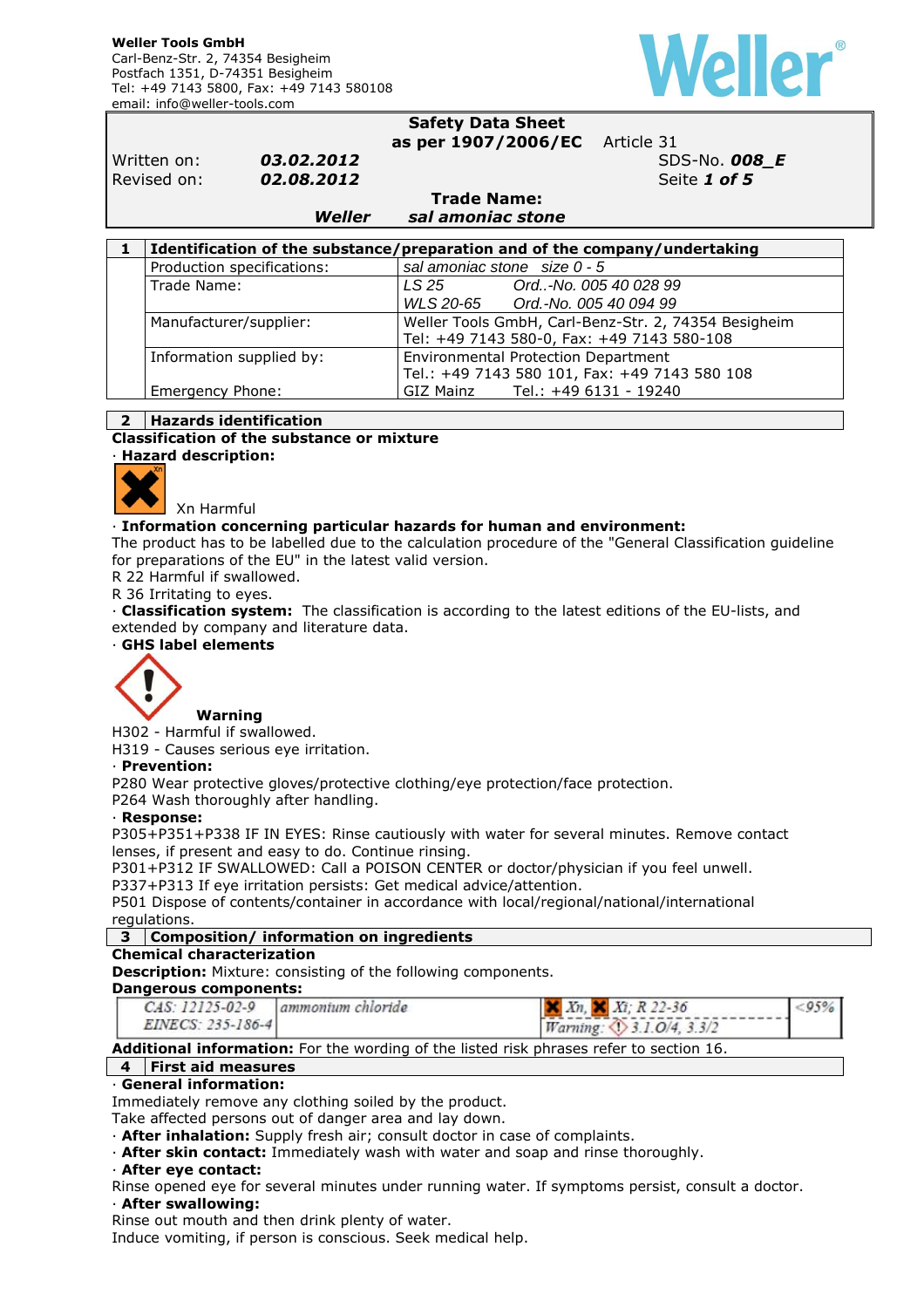**Weller Tools GmbH**
Carl-Benz-Str. 2, 74354 Besigheim
Postfach 1351, D-74351 Besigheim
Tel: +49 7143 5800, Fax: +49 7143 580108
email: info@weller-tools.com

Weller®

| | | | |
|---|---|---|---|
| | | **Safety Data Sheet** | |
| | | **as per 1907/2006/EC** | Article 31 |
| Written on: | ***03.02.2012*** | | SDS-No. ***008_E*** |
| Revised on: | ***02.08.2012*** | | |
| | | **Trade Name:** | |
| | ***Weller*** | ***sal amoniac stone*** | |

| 1 | **Identification of the substance/preparation and of the company/undertaking** | |
|---|---|---|
| | Production specifications: | *sal amoniac stone size 0 - 5* |
| | Trade Name: | *LS 25 Ord..-No. 005 40 028 99*<br>*WLS 20-65 Ord.-No. 005 40 094 99* |
| | Manufacturer/supplier: | Weller Tools GmbH, Carl-Benz-Str. 2, 74354 Besigheim<br>Tel: +49 7143 580-0, Fax: +49 7143 580-108 |
| | Information supplied by: | Environmental Protection Department<br>Tel.: +49 7143 580 101, Fax: +49 7143 580 108 |
| | Emergency Phone: | GIZ Mainz Tel.: +49 6131 - 19240 |

## 2 Hazards identification

**Classification of the substance or mixture**

· **Hazard description:**

Xn Harmful

· **Information concerning particular hazards for human and environment:**

The product has to be labelled due to the calculation procedure of the "General Classification guideline for preparations of the EU" in the latest valid version.

R 22 Harmful if swallowed.

R 36 Irritating to eyes.

· **Classification system:** The classification is according to the latest editions of the EU-lists, and extended by company and literature data.

· **GHS label elements**

**Warning**

H302 - Harmful if swallowed.

H319 - Causes serious eye irritation.

· **Prevention:**

P280 Wear protective gloves/protective clothing/eye protection/face protection.

P264 Wash thoroughly after handling.

· **Response:**

P305+P351+P338 IF IN EYES: Rinse cautiously with water for several minutes. Remove contact lenses, if present and easy to do. Continue rinsing.

P301+P312 IF SWALLOWED: Call a POISON CENTER or doctor/physician if you feel unwell.

P337+P313 If eye irritation persists: Get medical advice/attention.

P501 Dispose of contents/container in accordance with local/regional/national/international regulations.

## 3 Composition/ information on ingredients

**Chemical characterization**

**Description:** Mixture: consisting of the following components.

**Dangerous components:**

| | | | |
|---|---|---|---|
| CAS: 12125-02-9<br>EINECS: 235-186-4 | ammonium chloride | Xn, Xi; R 22-36<br>Warning: 3.1.O/4, 3.3/2 | <95% |

**Additional information:** For the wording of the listed risk phrases refer to section 16.

## 4 First aid measures

· **General information:**

Immediately remove any clothing soiled by the product.

Take affected persons out of danger area and lay down.

· **After inhalation:** Supply fresh air; consult doctor in case of complaints.

· **After skin contact:** Immediately wash with water and soap and rinse thoroughly.

· **After eye contact:**

Rinse opened eye for several minutes under running water. If symptoms persist, consult a doctor.

· **After swallowing:**

Rinse out mouth and then drink plenty of water.

Induce vomiting, if person is conscious. Seek medical help.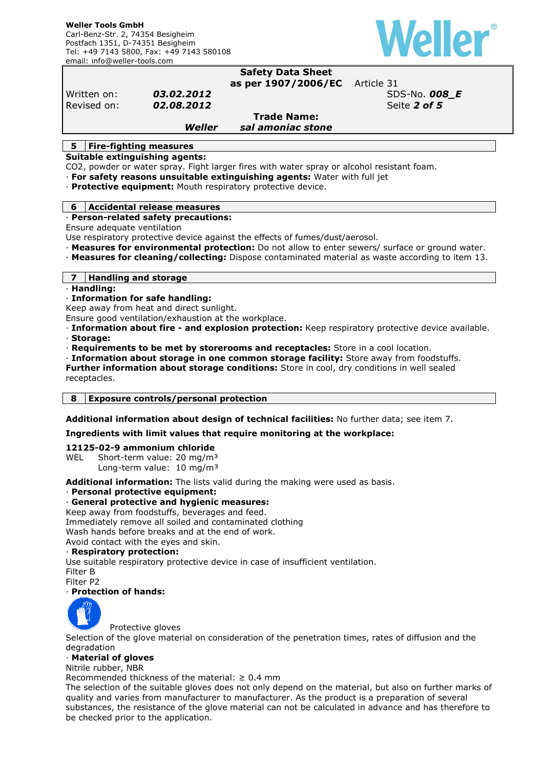## 5 Fire-fighting measures

**Suitable extinguishing agents:**

$CO_2$, powder or water spray. Fight larger fires with water spray or alcohol resistant foam.

· **For safety reasons unsuitable extinguishing agents:** Water with full jet

· **Protective equipment:** Mouth respiratory protective device.

## 6 Accidental release measures

· **Person-related safety precautions:**

Ensure adequate ventilation

Use respiratory protective device against the effects of fumes/dust/aerosol.

· **Measures for environmental protection:** Do not allow to enter sewers/ surface or ground water.

· **Measures for cleaning/collecting:** Dispose contaminated material as waste according to item 13.

## 7 Handling and storage

· **Handling:**

· **Information for safe handling:**

Keep away from heat and direct sunlight.

Ensure good ventilation/exhaustion at the workplace.

· **Information about fire - and explosion protection:** Keep respiratory protective device available.

· **Storage:**

· **Requirements to be met by storerooms and receptacles:** Store in a cool location.

· **Information about storage in one common storage facility:** Store away from foodstuffs.

**Further information about storage conditions:** Store in cool, dry conditions in well sealed receptacles.

## 8 Exposure controls/personal protection

**Additional information about design of technical facilities:** No further data; see item 7.

**Ingredients with limit values that require monitoring at the workplace:**

**12125-02-9 ammonium chloride**

WEL Short-term value: 20 mg/m³
Long-term value: 10 mg/m³

**Additional information:** The lists valid during the making were used as basis.

· **Personal protective equipment:**

· **General protective and hygienic measures:**

Keep away from foodstuffs, beverages and feed.

Immediately remove all soiled and contaminated clothing

Wash hands before breaks and at the end of work.

Avoid contact with the eyes and skin.

· **Respiratory protection:**

Use suitable respiratory protective device in case of insufficient ventilation.

Filter B

Filter P2

· **Protection of hands:**

Protective gloves

Selection of the glove material on consideration of the penetration times, rates of diffusion and the degradation

· **Material of gloves**

Nitrile rubber, NBR

Recommended thickness of the material: ≥ 0.4 mm

The selection of the suitable gloves does not only depend on the material, but also on further marks of quality and varies from manufacturer to manufacturer. As the product is a preparation of several substances, the resistance of the glove material can not be calculated in advance and has therefore to be checked prior to the application.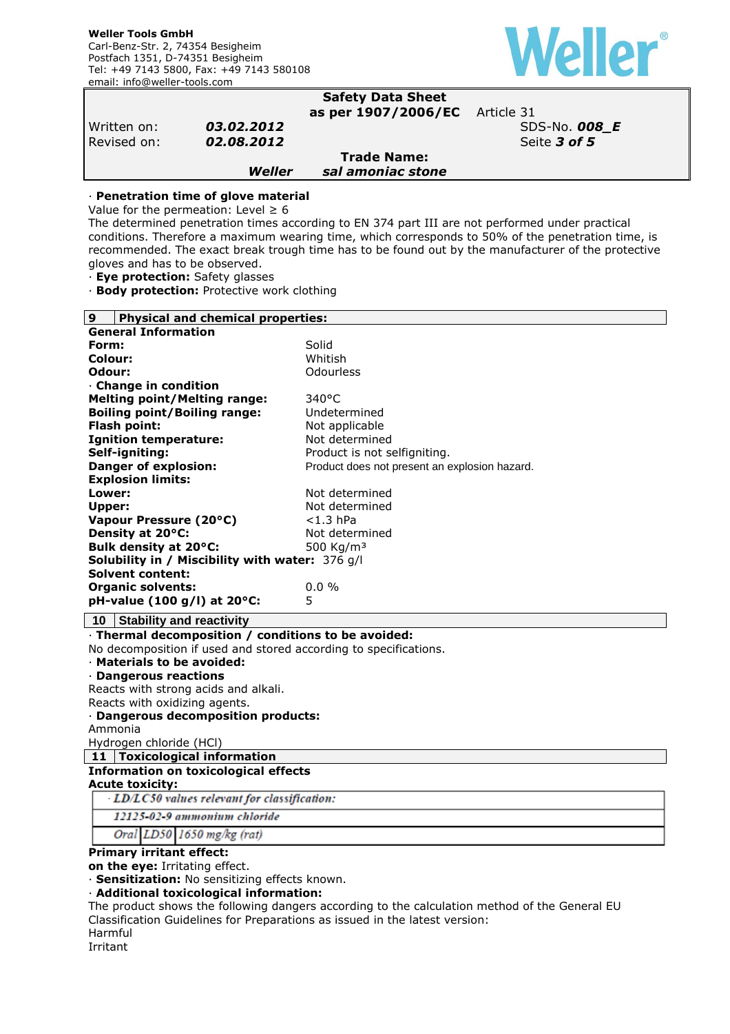· **Penetration time of glove material**
Value for the permeation: Level ≥ 6
The determined penetration times according to EN 374 part III are not performed under practical conditions. Therefore a maximum wearing time, which corresponds to 50% of the penetration time, is recommended. The exact break trough time has to be found out by the manufacturer of the protective gloves and has to be observed.
· **Eye protection:** Safety glasses
· **Body protection:** Protective work clothing

## 9 Physical and chemical properties:

**General Information**

| | |
|---|---|
| **Form:** | Solid |
| **Colour:** | Whitish |
| **Odour:** | Odourless |
| · **Change in condition** | |
| **Melting point/Melting range:** | 340°C |
| **Boiling point/Boiling range:** | Undetermined |
| **Flash point:** | Not applicable |
| **Ignition temperature:** | Not determined |
| **Self-igniting:** | Product is not selfigniting. |
| **Danger of explosion:** | Product does not present an explosion hazard. |
| **Explosion limits:** | |
| **Lower:** | Not determined |
| **Upper:** | Not determined |
| **Vapour Pressure (20°C)** | <1.3 hPa |
| **Density at 20°C:** | Not determined |
| **Bulk density at 20°C:** | 500 Kg/m³ |
| **Solubility in / Miscibility with water:** | 376 g/l |
| **Solvent content:** | |
| **Organic solvents:** | 0.0 % |
| **pH-value (100 g/l) at 20°C:** | 5 |

## 10 Stability and reactivity

· **Thermal decomposition / conditions to be avoided:**
No decomposition if used and stored according to specifications.
· **Materials to be avoided:**
· **Dangerous reactions**
Reacts with strong acids and alkali.
Reacts with oxidizing agents.
· **Dangerous decomposition products:**
Ammonia
Hydrogen chloride (HCl)

## 11 Toxicological information

**Information on toxicological effects**
**Acute toxicity:**

| · *LD/LC50 values relevant for classification:* | | |
|---|---|---|
| *12125-02-9 ammonium chloride* | | |
| *Oral* | *LD50* | *1650 mg/kg (rat)* |

**Primary irritant effect:**
**on the eye:** Irritating effect.
· **Sensitization:** No sensitizing effects known.
· **Additional toxicological information:**
The product shows the following dangers according to the calculation method of the General EU Classification Guidelines for Preparations as issued in the latest version:
Harmful
Irritant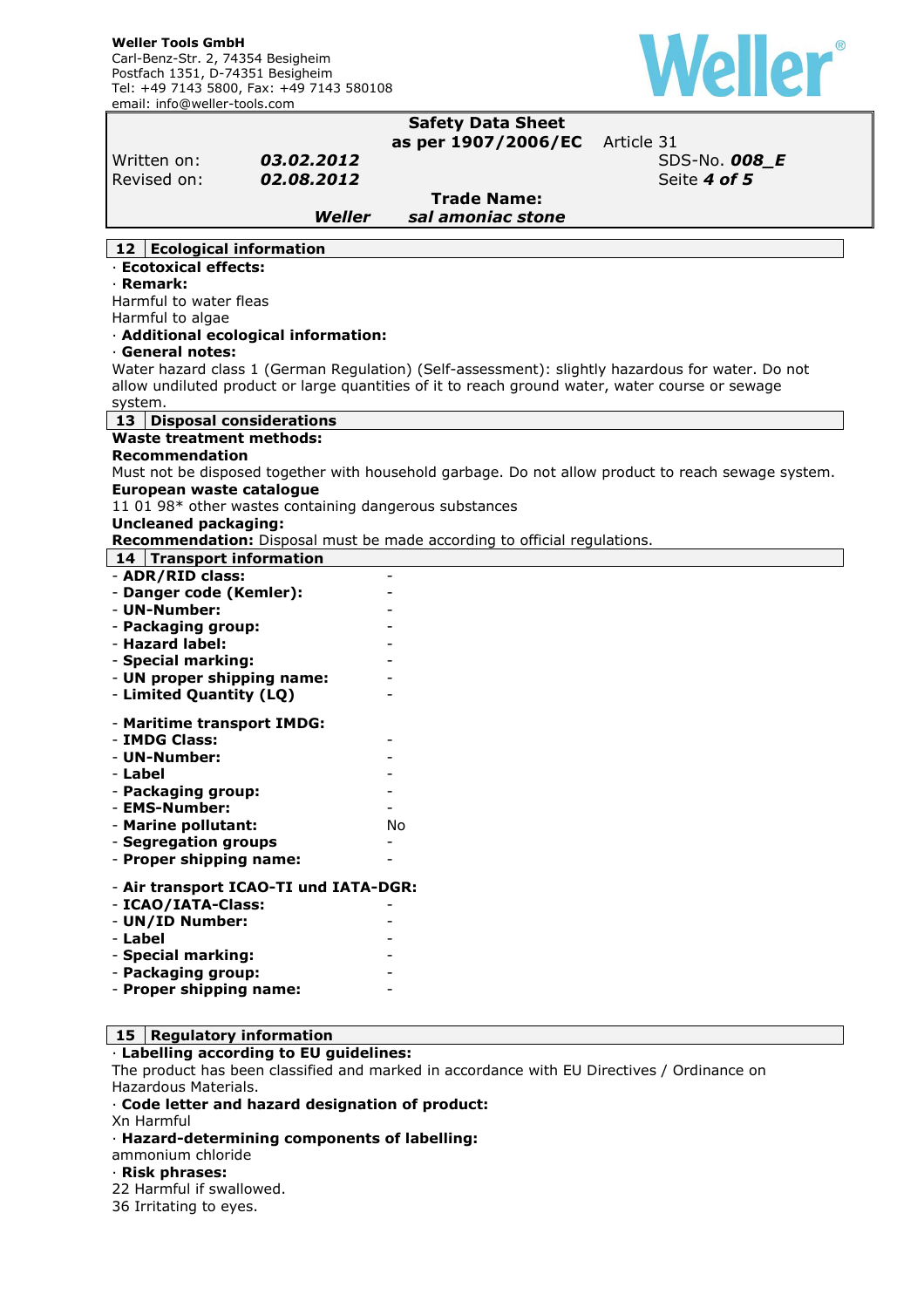## 12 Ecological information

· **Ecotoxical effects:**

· **Remark:**

Harmful to water fleas
Harmful to algae

· **Additional ecological information:**

· **General notes:**

Water hazard class 1 (German Regulation) (Self-assessment): slightly hazardous for water. Do not allow undiluted product or large quantities of it to reach ground water, water course or sewage system.

## 13 Disposal considerations

**Waste treatment methods:**

**Recommendation**

Must not be disposed together with household garbage. Do not allow product to reach sewage system.

**European waste catalogue**

11 01 98* other wastes containing dangerous substances

**Uncleaned packaging:**

**Recommendation:** Disposal must be made according to official regulations.

## 14 Transport information

- **ADR/RID class:** -
- **Danger code (Kemler):** -
- **UN-Number:** -
- **Packaging group:** -
- **Hazard label:** -
- **Special marking:** -
- **UN proper shipping name:** -
- **Limited Quantity (LQ)** -

- **Maritime transport IMDG:**
- **IMDG Class:** -
- **UN-Number:** -
- **Label** -
- **Packaging group:** -
- **EMS-Number:** -
- **Marine pollutant:** No
- **Segregation groups** -
- **Proper shipping name:** -

- **Air transport ICAO-TI und IATA-DGR:**
- **ICAO/IATA-Class:** -
- **UN/ID Number:** -
- **Label** -
- **Special marking:** -
- **Packaging group:** -
- **Proper shipping name:** -

## 15 Regulatory information

· **Labelling according to EU guidelines:**

The product has been classified and marked in accordance with EU Directives / Ordinance on Hazardous Materials.

· **Code letter and hazard designation of product:**

Xn Harmful

· **Hazard-determining components of labelling:**

ammonium chloride

· **Risk phrases:**

22 Harmful if swallowed.
36 Irritating to eyes.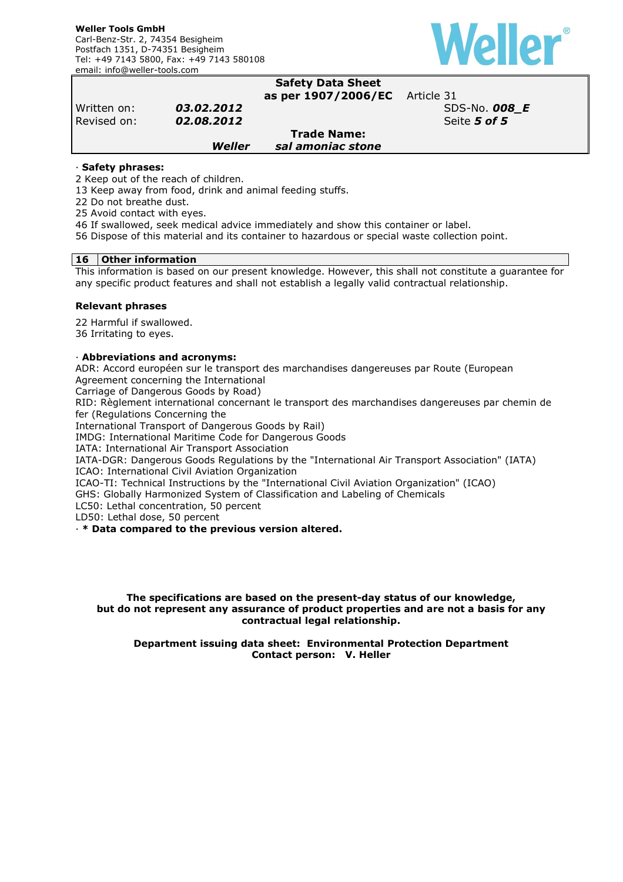· **Safety phrases:**

2 Keep out of the reach of children.
13 Keep away from food, drink and animal feeding stuffs.
22 Do not breathe dust.
25 Avoid contact with eyes.
46 If swallowed, seek medical advice immediately and show this container or label.
56 Dispose of this material and its container to hazardous or special waste collection point.

## 16 Other information

This information is based on our present knowledge. However, this shall not constitute a guarantee for any specific product features and shall not establish a legally valid contractual relationship.

**Relevant phrases**

22 Harmful if swallowed.
36 Irritating to eyes.

· **Abbreviations and acronyms:**

ADR: Accord européen sur le transport des marchandises dangereuses par Route (European Agreement concerning the International
Carriage of Dangerous Goods by Road)
RID: Règlement international concernant le transport des marchandises dangereuses par chemin de fer (Regulations Concerning the
International Transport of Dangerous Goods by Rail)
IMDG: International Maritime Code for Dangerous Goods
IATA: International Air Transport Association
IATA-DGR: Dangerous Goods Regulations by the "International Air Transport Association" (IATA)
ICAO: International Civil Aviation Organization
ICAO-TI: Technical Instructions by the "International Civil Aviation Organization" (ICAO)
GHS: Globally Harmonized System of Classification and Labeling of Chemicals
LC50: Lethal concentration, 50 percent
LD50: Lethal dose, 50 percent

· **\* Data compared to the previous version altered.**

**The specifications are based on the present-day status of our knowledge, but do not represent any assurance of product properties and are not a basis for any contractual legal relationship.**

**Department issuing data sheet: Environmental Protection Department**
**Contact person: V. Heller**